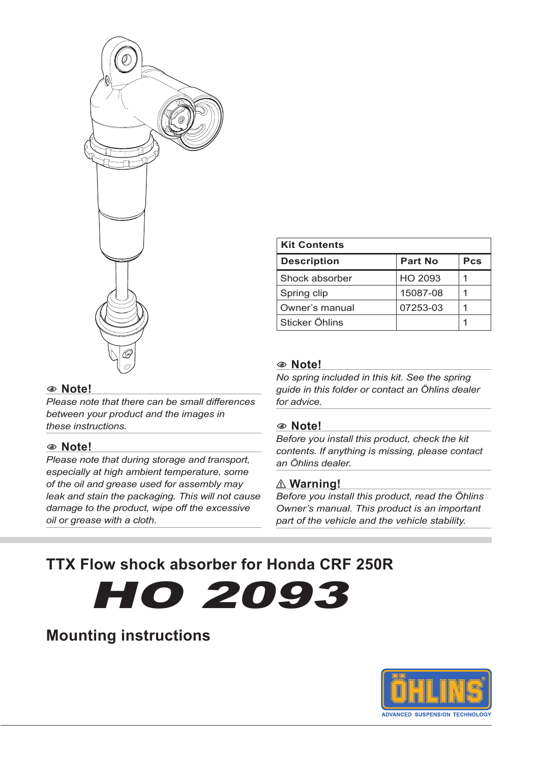### Kit Contents

| Description | Part No | Pcs |
| --- | --- | --- |
| Shock absorber | HO 2093 | 1 |
| Spring clip | 15087-08 | 1 |
| Owner's manual | 07253-03 | 1 |
| Sticker Öhlins | | 1 |

**Note!**

*Please note that there can be small differences between your product and the images in these instructions.*

**Note!**

*Please note that during storage and transport, especially at high ambient temperature, some of the oil and grease used for assembly may leak and stain the packaging. This will not cause damage to the product, wipe off the excessive oil or grease with a cloth.*

**Note!**

*No spring included in this kit. See the spring guide in this folder or contact an Öhlins dealer for advice.*

**Note!**

*Before you install this product, check the kit contents. If anything is missing, please contact an Öhlins dealer.*

**⚠ Warning!**

*Before you install this product, read the Öhlins Owner's manual. This product is an important part of the vehicle and the vehicle stability.*

## TTX Flow shock absorber for Honda CRF 250R

# HO 2093

## Mounting instructions

ÖHLINS
ADVANCED SUSPENSION TECHNOLOGY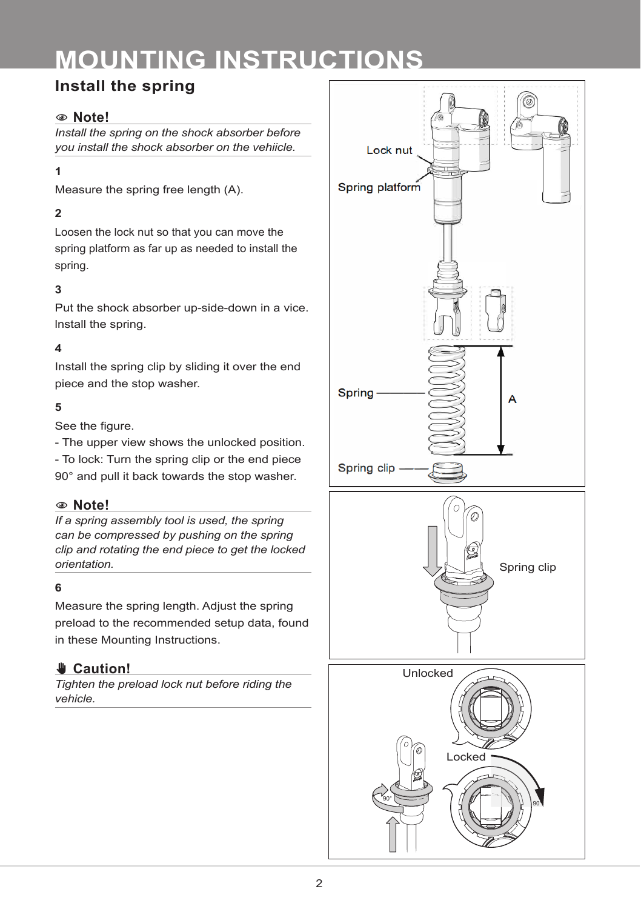# MOUNTING INSTRUCTIONS

## Install the spring

### Note!

*Install the spring on the shock absorber before you install the shock absorber on the vehiicle.*

**1**

Measure the spring free length (A).

**2**

Loosen the lock nut so that you can move the spring platform as far up as needed to install the spring.

**3**

Put the shock absorber up-side-down in a vice. Install the spring.

**4**

Install the spring clip by sliding it over the end piece and the stop washer.

**5**

See the figure.

- The upper view shows the unlocked position.
- To lock: Turn the spring clip or the end piece 90° and pull it back towards the stop washer.

### Note!

*If a spring assembly tool is used, the spring can be compressed by pushing on the spring clip and rotating the end piece to get the locked orientation.*

**6**

Measure the spring length. Adjust the spring preload to the recommended setup data, found in these Mounting Instructions.

### Caution!

*Tighten the preload lock nut before riding the vehicle.*

Lock nut

Spring platform

Spring

A

Spring clip

Spring clip

Unlocked

Locked

90°

90°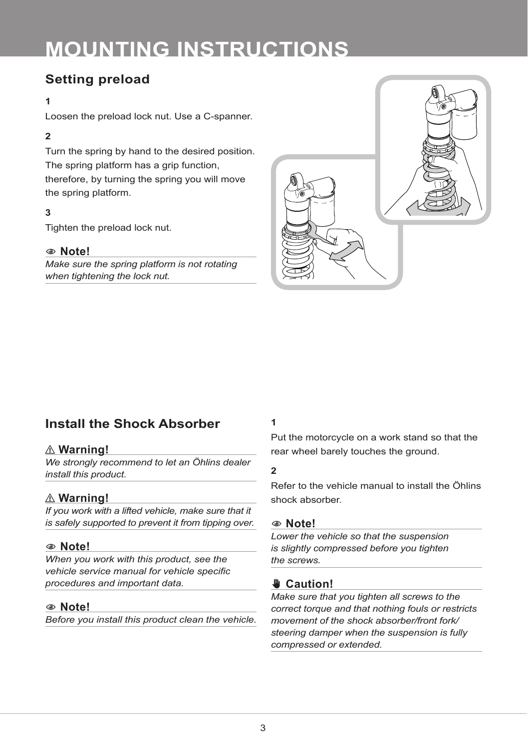# MOUNTING INSTRUCTIONS

## Setting preload

**1**

Loosen the preload lock nut. Use a C-spanner.

**2**

Turn the spring by hand to the desired position. The spring platform has a grip function, therefore, by turning the spring you will move the spring platform.

**3**

Tighten the preload lock nut.

**Note!**

*Make sure the spring platform is not rotating when tightening the lock nut.*

## Install the Shock Absorber

**⚠ Warning!**

*We strongly recommend to let an Öhlins dealer install this product.*

**⚠ Warning!**

*If you work with a lifted vehicle, make sure that it is safely supported to prevent it from tipping over.*

**Note!**

*When you work with this product, see the vehicle service manual for vehicle specific procedures and important data.*

**Note!**

*Before you install this product clean the vehicle.*

**1**

Put the motorcycle on a work stand so that the rear wheel barely touches the ground.

**2**

Refer to the vehicle manual to install the Öhlins shock absorber.

**Note!**

*Lower the vehicle so that the suspension is slightly compressed before you tighten the screws.*

**Caution!**

*Make sure that you tighten all screws to the correct torque and that nothing fouls or restricts movement of the shock absorber/front fork/steering damper when the suspension is fully compressed or extended.*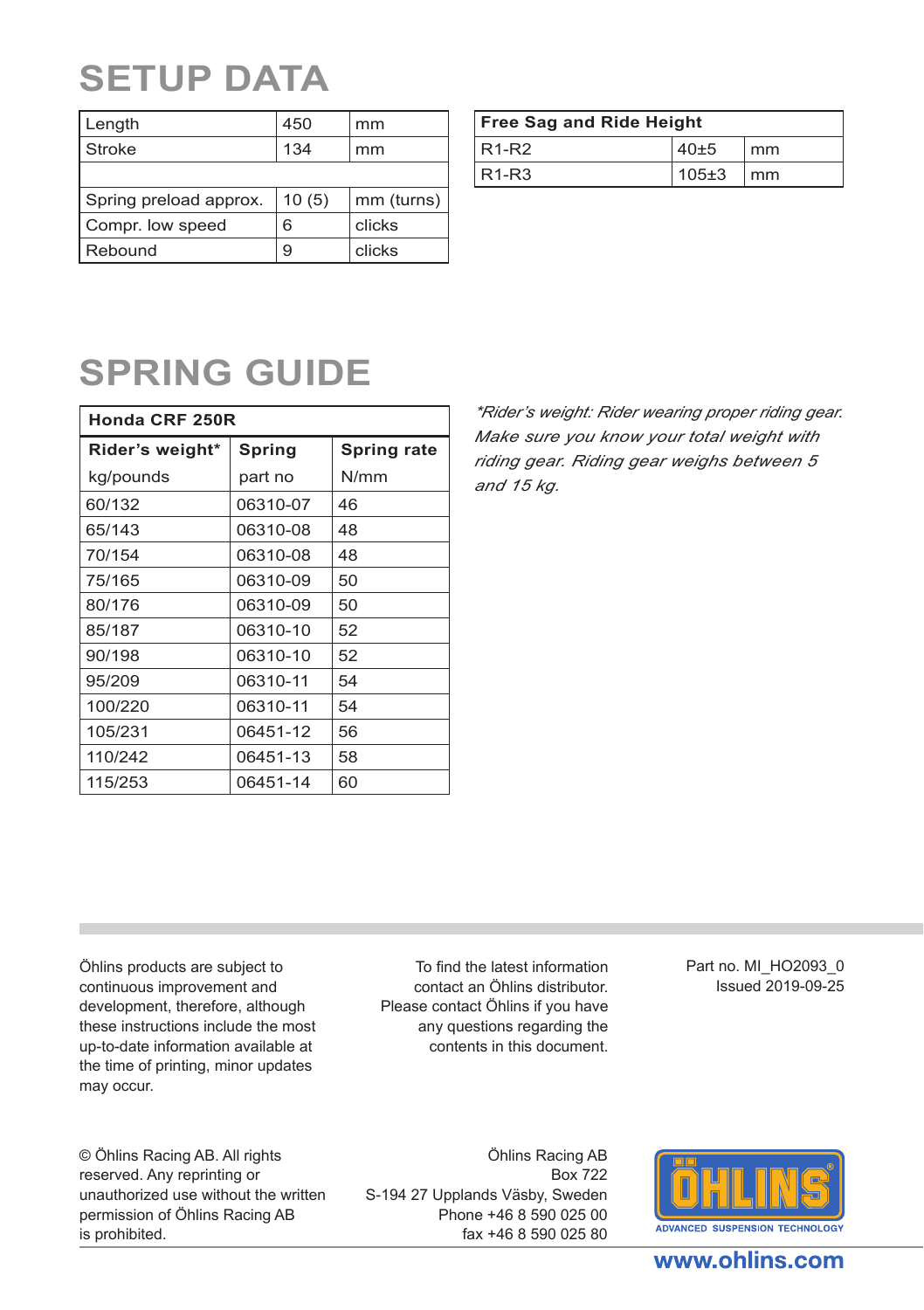# SETUP DATA

| | | |
|---|---|---|
| Length | 450 | mm |
| Stroke | 134 | mm |
| | | |
| Spring preload approx. | 10 (5) | mm (turns) |
| Compr. low speed | 6 | clicks |
| Rebound | 9 | clicks |

| Free Sag and Ride Height | | |
|---|---|---|
| R1-R2 | 40±5 | mm |
| R1-R3 | 105±3 | mm |

# SPRING GUIDE

| Honda CRF 250R | | |
|---|---|---|
| **Rider's weight*** kg/pounds | **Spring** part no | **Spring rate** N/mm |
| 60/132 | 06310-07 | 46 |
| 65/143 | 06310-08 | 48 |
| 70/154 | 06310-08 | 48 |
| 75/165 | 06310-09 | 50 |
| 80/176 | 06310-09 | 50 |
| 85/187 | 06310-10 | 52 |
| 90/198 | 06310-10 | 52 |
| 95/209 | 06310-11 | 54 |
| 100/220 | 06310-11 | 54 |
| 105/231 | 06451-12 | 56 |
| 110/242 | 06451-13 | 58 |
| 115/253 | 06451-14 | 60 |

*\*Rider's weight: Rider wearing proper riding gear. Make sure you know your total weight with riding gear. Riding gear weighs between 5 and 15 kg.*

Öhlins products are subject to continuous improvement and development, therefore, although these instructions include the most up-to-date information available at the time of printing, minor updates may occur.

To find the latest information contact an Öhlins distributor. Please contact Öhlins if you have any questions regarding the contents in this document.

Part no. MI_HO2093_0
Issued 2019-09-25

© Öhlins Racing AB. All rights reserved. Any reprinting or unauthorized use without the written permission of Öhlins Racing AB is prohibited.

Öhlins Racing AB
Box 722
S-194 27 Upplands Väsby, Sweden
Phone +46 8 590 025 00
fax +46 8 590 025 80

ÖHLINS ADVANCED SUSPENSION TECHNOLOGY

www.ohlins.com